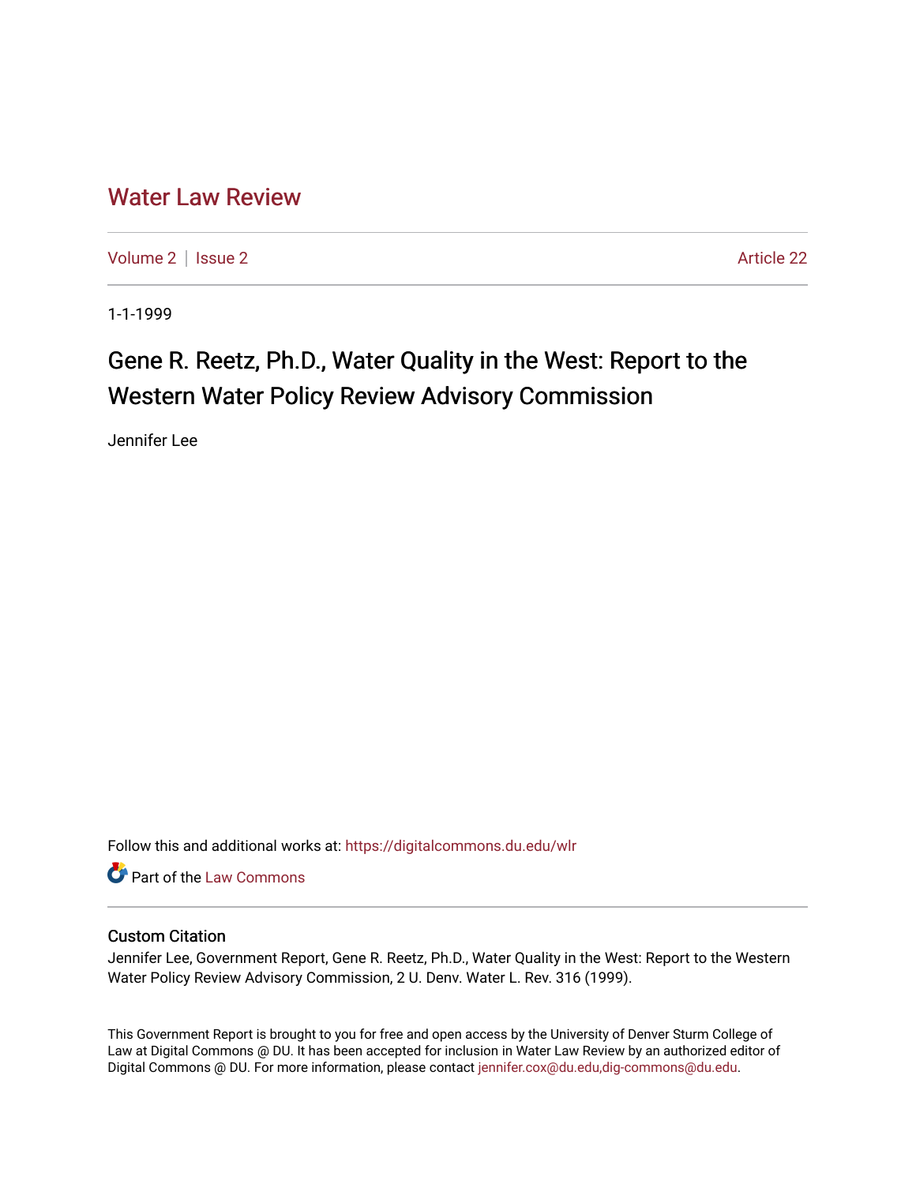# Water Law Review

Volume 2 | Issue 2 Article 22

1-1-1999

## Gene R. Reetz, Ph.D., Water Quality in the West: Report to the Western Water Policy Review Advisory Commission

Jennifer Lee

Follow this and additional works at: https://digitalcommons.du.edu/wlr

Part of the Law Commons

### Custom Citation

Jennifer Lee, Government Report, Gene R. Reetz, Ph.D., Water Quality in the West: Report to the Western Water Policy Review Advisory Commission, 2 U. Denv. Water L. Rev. 316 (1999).

This Government Report is brought to you for free and open access by the University of Denver Sturm College of Law at Digital Commons @ DU. It has been accepted for inclusion in Water Law Review by an authorized editor of Digital Commons @ DU. For more information, please contact jennifer.cox@du.edu,dig-commons@du.edu.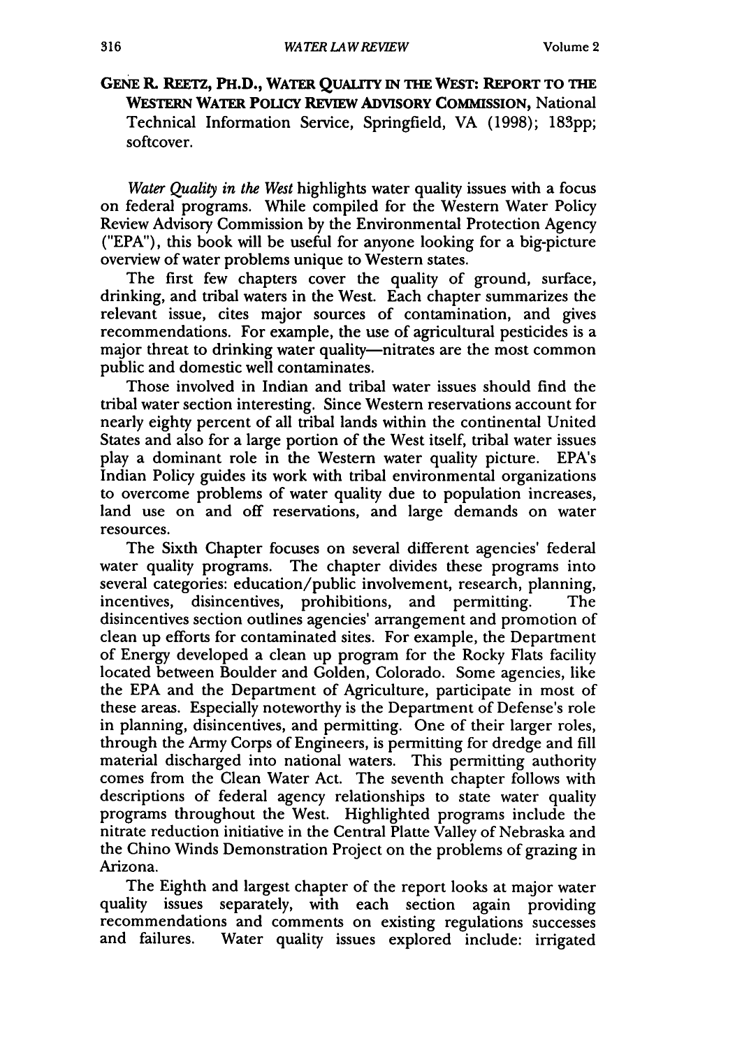**GENE R. REETZ, PH.D., WATER QUALITY IN THE WEST: REPORT TO THE WESTERN WATER POLICY REVIEW ADVISORY COMMISSION,** National Technical Information Service, Springfield, VA (1998); 183pp; softcover.

*Water Quality in the West* highlights water quality issues with a focus on federal programs. While compiled for the Western Water Policy Review Advisory Commission by the Environmental Protection Agency ("EPA"), this book will be useful for anyone looking for a big-picture overview of water problems unique to Western states.

The first few chapters cover the quality of ground, surface, drinking, and tribal waters in the West. Each chapter summarizes the relevant issue, cites major sources of contamination, and gives recommendations. For example, the use of agricultural pesticides is a major threat to drinking water quality—nitrates are the most common public and domestic well contaminates.

Those involved in Indian and tribal water issues should find the tribal water section interesting. Since Western reservations account for nearly eighty percent of all tribal lands within the continental United States and also for a large portion of the West itself, tribal water issues play a dominant role in the Western water quality picture. EPA's Indian Policy guides its work with tribal environmental organizations to overcome problems of water quality due to population increases, land use on and off reservations, and large demands on water resources.

The Sixth Chapter focuses on several different agencies' federal water quality programs. The chapter divides these programs into several categories: education/public involvement, research, planning, incentives, disincentives, prohibitions, and permitting. The disincentives section outlines agencies' arrangement and promotion of clean up efforts for contaminated sites. For example, the Department of Energy developed a clean up program for the Rocky Flats facility located between Boulder and Golden, Colorado. Some agencies, like the EPA and the Department of Agriculture, participate in most of these areas. Especially noteworthy is the Department of Defense's role in planning, disincentives, and permitting. One of their larger roles, through the Army Corps of Engineers, is permitting for dredge and fill material discharged into national waters. This permitting authority comes from the Clean Water Act. The seventh chapter follows with descriptions of federal agency relationships to state water quality programs throughout the West. Highlighted programs include the nitrate reduction initiative in the Central Platte Valley of Nebraska and the Chino Winds Demonstration Project on the problems of grazing in Arizona.

The Eighth and largest chapter of the report looks at major water quality issues separately, with each section again providing recommendations and comments on existing regulations successes and failures. Water quality issues explored include: irrigated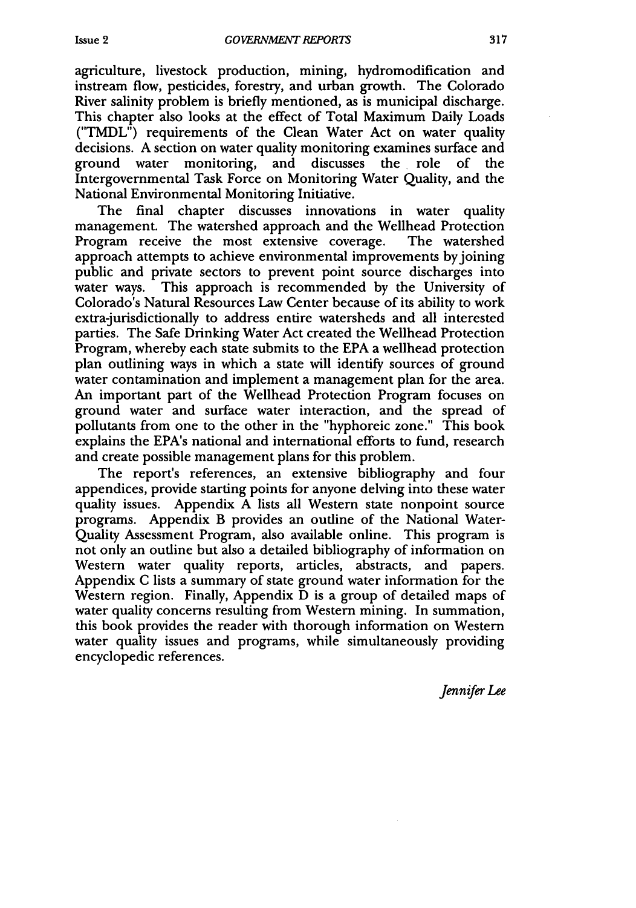agriculture, livestock production, mining, hydromodification and instream flow, pesticides, forestry, and urban growth. The Colorado River salinity problem is briefly mentioned, as is municipal discharge. This chapter also looks at the effect of Total Maximum Daily Loads ("TMDL") requirements of the Clean Water Act on water quality decisions. A section on water quality monitoring examines surface and ground water monitoring, and discusses the role of the Intergovernmental Task Force on Monitoring Water Quality, and the National Environmental Monitoring Initiative.

The final chapter discusses innovations in water quality management. The watershed approach and the Wellhead Protection Program receive the most extensive coverage. The watershed approach attempts to achieve environmental improvements by joining public and private sectors to prevent point source discharges into water ways. This approach is recommended by the University of Colorado's Natural Resources Law Center because of its ability to work extra-jurisdictionally to address entire watersheds and all interested parties. The Safe Drinking Water Act created the Wellhead Protection Program, whereby each state submits to the EPA a wellhead protection plan outlining ways in which a state will identify sources of ground water contamination and implement a management plan for the area. An important part of the Wellhead Protection Program focuses on ground water and surface water interaction, and the spread of pollutants from one to the other in the "hyphoreic zone." This book explains the EPA's national and international efforts to fund, research and create possible management plans for this problem.

The report's references, an extensive bibliography and four appendices, provide starting points for anyone delving into these water quality issues. Appendix A lists all Western state nonpoint source programs. Appendix B provides an outline of the National Water-Quality Assessment Program, also available online. This program is not only an outline but also a detailed bibliography of information on Western water quality reports, articles, abstracts, and papers. Appendix C lists a summary of state ground water information for the Western region. Finally, Appendix D is a group of detailed maps of water quality concerns resulting from Western mining. In summation, this book provides the reader with thorough information on Western water quality issues and programs, while simultaneously providing encyclopedic references.

*Jennifer Lee*